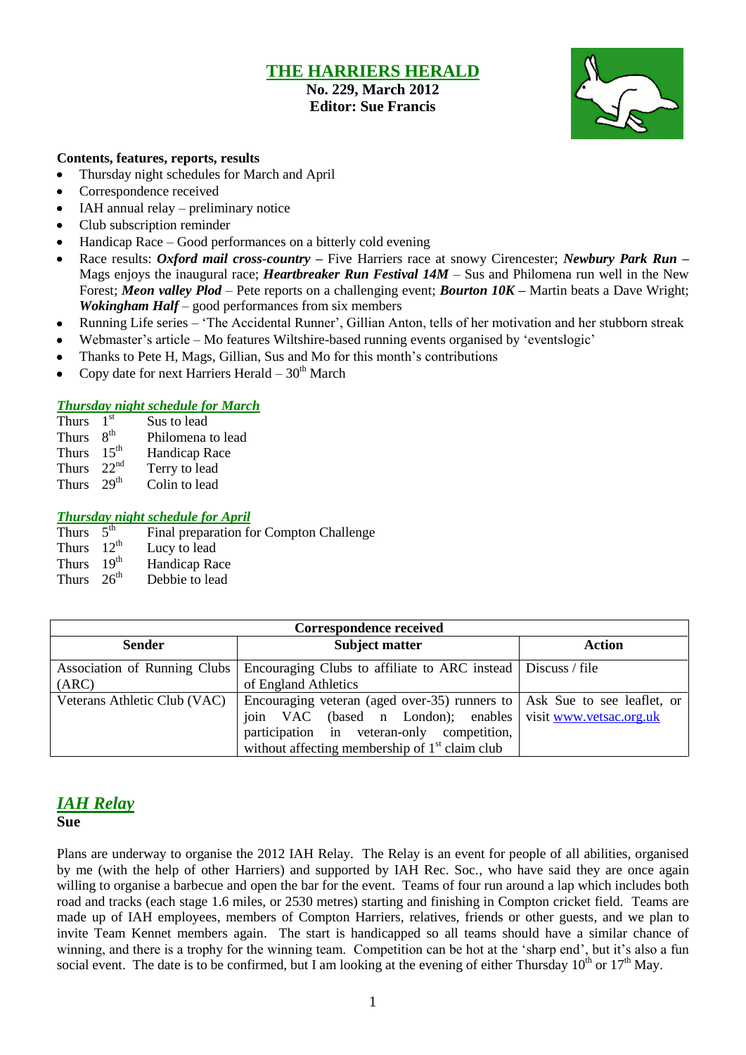# THE HARRIERS HERALD

**No. 229, March 2012**
**Editor: Sue Francis**

**Contents, features, reports, results**

- Thursday night schedules for March and April
- Correspondence received
- IAH annual relay – preliminary notice
- Club subscription reminder
- Handicap Race – Good performances on a bitterly cold evening
- Race results: ***Oxford mail cross-country*** **–** Five Harriers race at snowy Cirencester; ***Newbury Park Run*** **–** Mags enjoys the inaugural race; ***Heartbreaker Run Festival 14M*** – Sus and Philomena run well in the New Forest; ***Meon valley Plod*** – Pete reports on a challenging event; ***Bourton 10K*** **–** Martin beats a Dave Wright; ***Wokingham Half*** – good performances from six members
- Running Life series – 'The Accidental Runner', Gillian Anton, tells of her motivation and her stubborn streak
- Webmaster's article – Mo features Wiltshire-based running events organised by 'eventslogic'
- Thanks to Pete H, Mags, Gillian, Sus and Mo for this month's contributions
- Copy date for next Harriers Herald – 30th March

### *Thursday night schedule for March*

Thurs 1st Sus to lead
Thurs 8th Philomena to lead
Thurs 15th Handicap Race
Thurs 22nd Terry to lead
Thurs 29th Colin to lead

### *Thursday night schedule for April*

Thurs 5th Final preparation for Compton Challenge
Thurs 12th Lucy to lead
Thurs 19th Handicap Race
Thurs 26th Debbie to lead

**Correspondence received**

| Sender | Subject matter | Action |
|---|---|---|
| Association of Running Clubs (ARC) | Encouraging Clubs to affiliate to ARC instead of England Athletics | Discuss / file |
| Veterans Athletic Club (VAC) | Encouraging veteran (aged over-35) runners to join VAC (based n London); enables participation in veteran-only competition, without affecting membership of 1st claim club | Ask Sue to see leaflet, or visit www.vetsac.org.uk |

## *IAH Relay*

**Sue**

Plans are underway to organise the 2012 IAH Relay. The Relay is an event for people of all abilities, organised by me (with the help of other Harriers) and supported by IAH Rec. Soc., who have said they are once again willing to organise a barbecue and open the bar for the event. Teams of four run around a lap which includes both road and tracks (each stage 1.6 miles, or 2530 metres) starting and finishing in Compton cricket field. Teams are made up of IAH employees, members of Compton Harriers, relatives, friends or other guests, and we plan to invite Team Kennet members again. The start is handicapped so all teams should have a similar chance of winning, and there is a trophy for the winning team. Competition can be hot at the 'sharp end', but it's also a fun social event. The date is to be confirmed, but I am looking at the evening of either Thursday 10th or 17th May.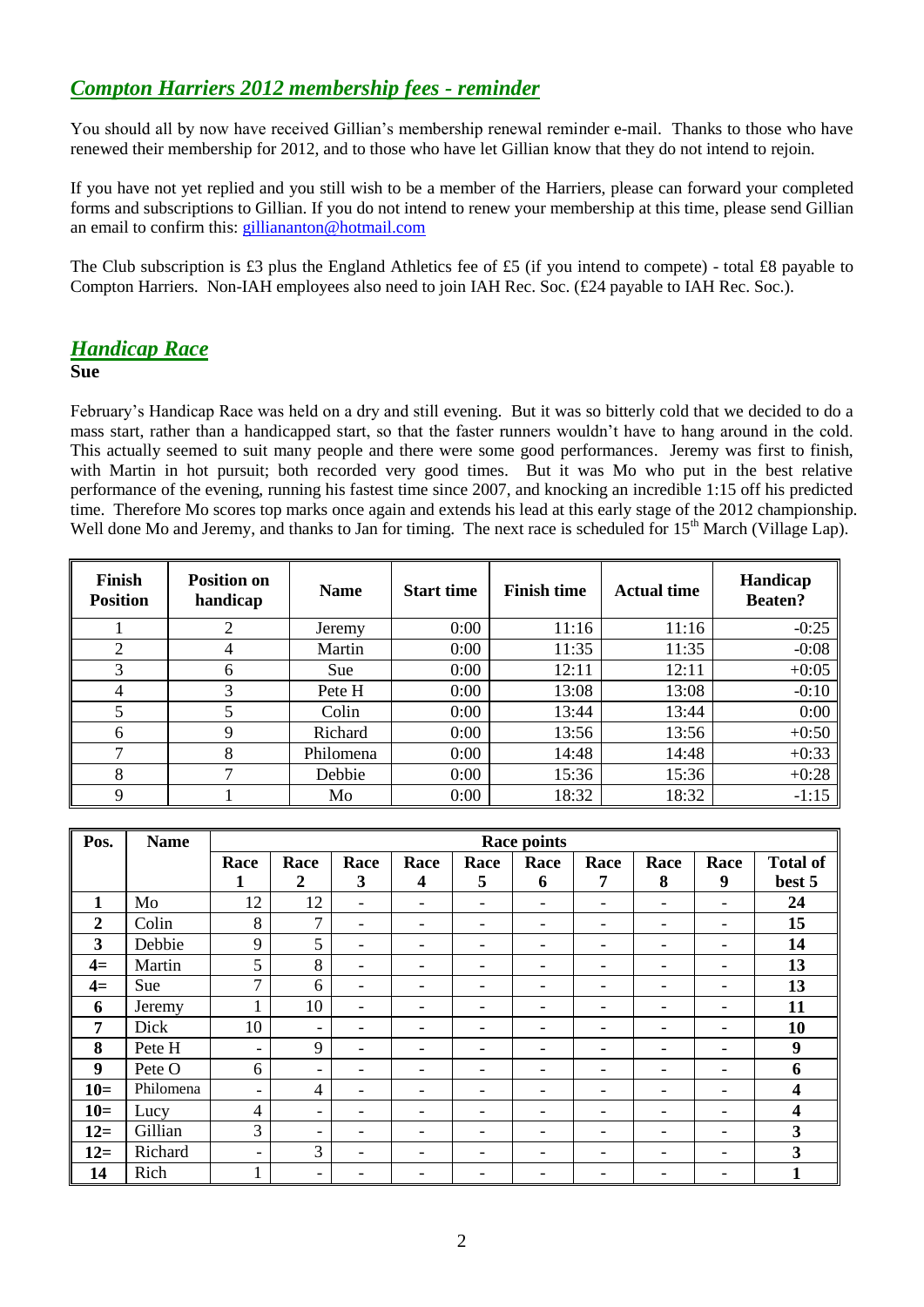## *Compton Harriers 2012 membership fees - reminder*

You should all by now have received Gillian's membership renewal reminder e-mail. Thanks to those who have renewed their membership for 2012, and to those who have let Gillian know that they do not intend to rejoin.

If you have not yet replied and you still wish to be a member of the Harriers, please can forward your completed forms and subscriptions to Gillian. If you do not intend to renew your membership at this time, please send Gillian an email to confirm this: gilliananton@hotmail.com

The Club subscription is £3 plus the England Athletics fee of £5 (if you intend to compete) - total £8 payable to Compton Harriers. Non-IAH employees also need to join IAH Rec. Soc. (£24 payable to IAH Rec. Soc.).

## *Handicap Race*

**Sue**

February's Handicap Race was held on a dry and still evening. But it was so bitterly cold that we decided to do a mass start, rather than a handicapped start, so that the faster runners wouldn't have to hang around in the cold. This actually seemed to suit many people and there were some good performances. Jeremy was first to finish, with Martin in hot pursuit; both recorded very good times. But it was Mo who put in the best relative performance of the evening, running his fastest time since 2007, and knocking an incredible 1:15 off his predicted time. Therefore Mo scores top marks once again and extends his lead at this early stage of the 2012 championship. Well done Mo and Jeremy, and thanks to Jan for timing. The next race is scheduled for 15th March (Village Lap).

| Finish Position | Position on handicap | Name | Start time | Finish time | Actual time | Handicap Beaten? |
|---|---|---|---|---|---|---|
| 1 | 2 | Jeremy | 0:00 | 11:16 | 11:16 | -0:25 |
| 2 | 4 | Martin | 0:00 | 11:35 | 11:35 | -0:08 |
| 3 | 6 | Sue | 0:00 | 12:11 | 12:11 | +0:05 |
| 4 | 3 | Pete H | 0:00 | 13:08 | 13:08 | -0:10 |
| 5 | 5 | Colin | 0:00 | 13:44 | 13:44 | 0:00 |
| 6 | 9 | Richard | 0:00 | 13:56 | 13:56 | +0:50 |
| 7 | 8 | Philomena | 0:00 | 14:48 | 14:48 | +0:33 |
| 8 | 7 | Debbie | 0:00 | 15:36 | 15:36 | +0:28 |
| 9 | 1 | Mo | 0:00 | 18:32 | 18:32 | -1:15 |

| Pos. | Name | Race points | | | | | | | | | |
|---|---|---|---|---|---|---|---|---|---|---|---|
| | | Race 1 | Race 2 | Race 3 | Race 4 | Race 5 | Race 6 | Race 7 | Race 8 | Race 9 | Total of best 5 |
| **1** | Mo | 12 | 12 | - | - | - | - | - | - | - | **24** |
| **2** | Colin | 8 | 7 | - | - | - | - | - | - | - | **15** |
| **3** | Debbie | 9 | 5 | - | - | - | - | - | - | - | **14** |
| **4=** | Martin | 5 | 8 | - | - | - | - | - | - | - | **13** |
| **4=** | Sue | 7 | 6 | - | - | - | - | - | - | - | **13** |
| **6** | Jeremy | 1 | 10 | - | - | - | - | - | - | - | **11** |
| **7** | Dick | 10 | - | - | - | - | - | - | - | - | **10** |
| **8** | Pete H | - | 9 | - | - | - | - | - | - | - | **9** |
| **9** | Pete O | 6 | - | - | - | - | - | - | - | - | **6** |
| **10=** | Philomena | - | 4 | - | - | - | - | - | - | - | **4** |
| **10=** | Lucy | 4 | - | - | - | - | - | - | - | - | **4** |
| **12=** | Gillian | 3 | - | - | - | - | - | - | - | - | **3** |
| **12=** | Richard | - | 3 | - | - | - | - | - | - | - | **3** |
| **14** | Rich | 1 | - | - | - | - | - | - | - | - | **1** |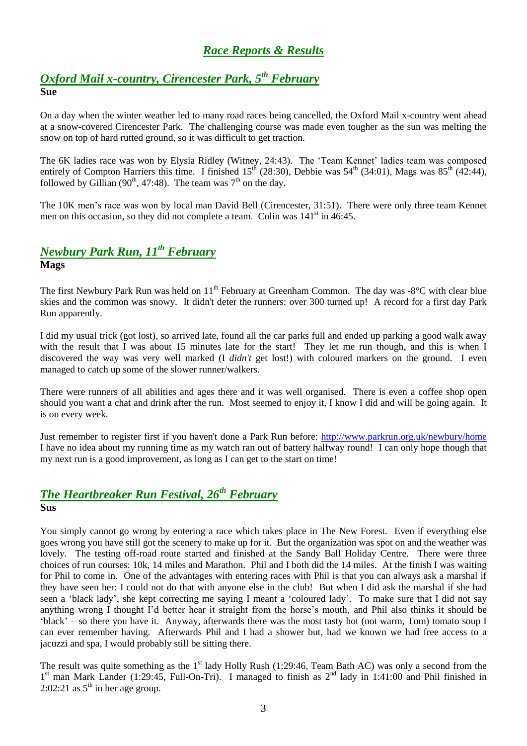# *Race Reports & Results*

## *Oxford Mail x-country, Cirencester Park, 5th February*

**Sue**

On a day when the winter weather led to many road races being cancelled, the Oxford Mail x-country went ahead at a snow-covered Cirencester Park. The challenging course was made even tougher as the sun was melting the snow on top of hard rutted ground, so it was difficult to get traction.

The 6K ladies race was won by Elysia Ridley (Witney, 24:43). The 'Team Kennet' ladies team was composed entirely of Compton Harriers this time. I finished 15th (28:30), Debbie was 54th (34:01), Mags was 85th (42:44), followed by Gillian (90th, 47:48). The team was 7th on the day.

The 10K men's race was won by local man David Bell (Cirencester, 31:51). There were only three team Kennet men on this occasion, so they did not complete a team. Colin was 141st in 46:45.

## *Newbury Park Run, 11th February*

**Mags**

The first Newbury Park Run was held on 11th February at Greenham Common. The day was -8°C with clear blue skies and the common was snowy. It didn't deter the runners: over 300 turned up! A record for a first day Park Run apparently.

I did my usual trick (got lost), so arrived late, found all the car parks full and ended up parking a good walk away with the result that I was about 15 minutes late for the start! They let me run though, and this is when I discovered the way was very well marked (I *didn't* get lost!) with coloured markers on the ground. I even managed to catch up some of the slower runner/walkers.

There were runners of all abilities and ages there and it was well organised. There is even a coffee shop open should you want a chat and drink after the run. Most seemed to enjoy it, I know I did and will be going again. It is on every week.

Just remember to register first if you haven't done a Park Run before: http://www.parkrun.org.uk/newbury/home
I have no idea about my running time as my watch ran out of battery halfway round! I can only hope though that my next run is a good improvement, as long as I can get to the start on time!

## *The Heartbreaker Run Festival, 26th February*

**Sus**

You simply cannot go wrong by entering a race which takes place in The New Forest. Even if everything else goes wrong you have still got the scenery to make up for it. But the organization was spot on and the weather was lovely. The testing off-road route started and finished at the Sandy Ball Holiday Centre. There were three choices of run courses: 10k, 14 miles and Marathon. Phil and I both did the 14 miles. At the finish I was waiting for Phil to come in. One of the advantages with entering races with Phil is that you can always ask a marshal if they have seen her: I could not do that with anyone else in the club! But when I did ask the marshal if she had seen a 'black lady', she kept correcting me saying I meant a 'coloured lady'. To make sure that I did not say anything wrong I thought I'd better hear it straight from the horse's mouth, and Phil also thinks it should be 'black' – so there you have it. Anyway, afterwards there was the most tasty hot (not warm, Tom) tomato soup I can ever remember having. Afterwards Phil and I had a shower but, had we known we had free access to a jacuzzi and spa, I would probably still be sitting there.

The result was quite something as the 1st lady Holly Rush (1:29:46, Team Bath AC) was only a second from the 1st man Mark Lander (1:29:45, Full-On-Tri). I managed to finish as 2nd lady in 1:41:00 and Phil finished in 2:02:21 as 5th in her age group.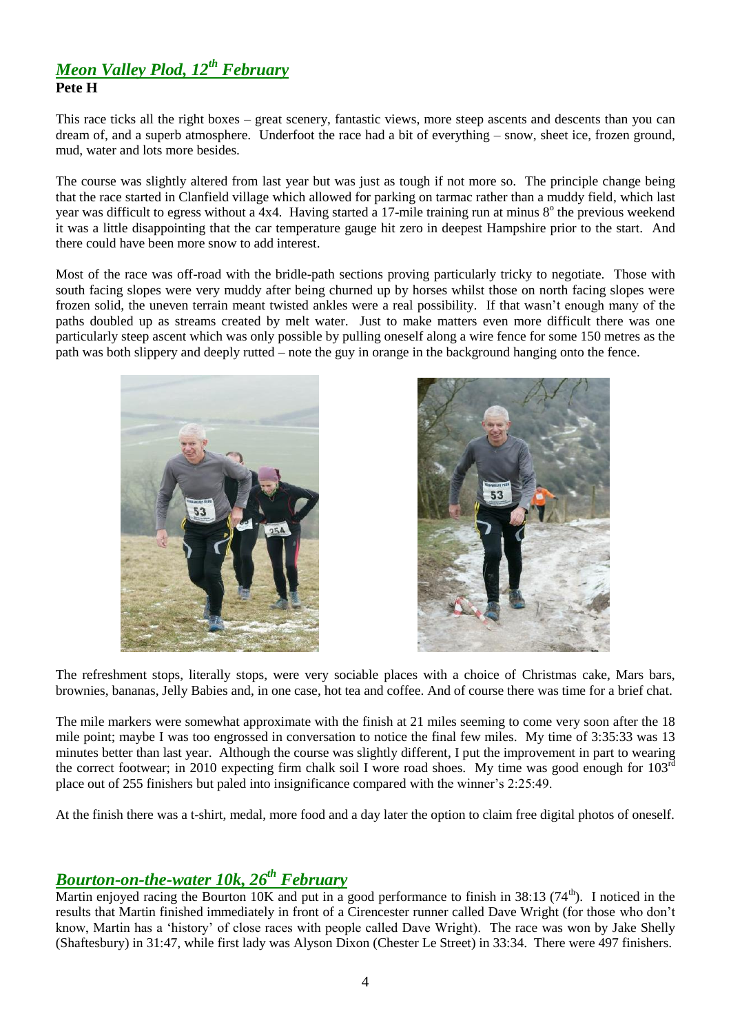## *Meon Valley Plod, 12th February*

**Pete H**

This race ticks all the right boxes – great scenery, fantastic views, more steep ascents and descents than you can dream of, and a superb atmosphere. Underfoot the race had a bit of everything – snow, sheet ice, frozen ground, mud, water and lots more besides.

The course was slightly altered from last year but was just as tough if not more so. The principle change being that the race started in Clanfield village which allowed for parking on tarmac rather than a muddy field, which last year was difficult to egress without a 4x4. Having started a 17-mile training run at minus 8° the previous weekend it was a little disappointing that the car temperature gauge hit zero in deepest Hampshire prior to the start. And there could have been more snow to add interest.

Most of the race was off-road with the bridle-path sections proving particularly tricky to negotiate. Those with south facing slopes were very muddy after being churned up by horses whilst those on north facing slopes were frozen solid, the uneven terrain meant twisted ankles were a real possibility. If that wasn't enough many of the paths doubled up as streams created by melt water. Just to make matters even more difficult there was one particularly steep ascent which was only possible by pulling oneself along a wire fence for some 150 metres as the path was both slippery and deeply rutted – note the guy in orange in the background hanging onto the fence.

The refreshment stops, literally stops, were very sociable places with a choice of Christmas cake, Mars bars, brownies, bananas, Jelly Babies and, in one case, hot tea and coffee. And of course there was time for a brief chat.

The mile markers were somewhat approximate with the finish at 21 miles seeming to come very soon after the 18 mile point; maybe I was too engrossed in conversation to notice the final few miles. My time of 3:35:33 was 13 minutes better than last year. Although the course was slightly different, I put the improvement in part to wearing the correct footwear; in 2010 expecting firm chalk soil I wore road shoes. My time was good enough for 103rd place out of 255 finishers but paled into insignificance compared with the winner's 2:25:49.

At the finish there was a t-shirt, medal, more food and a day later the option to claim free digital photos of oneself.

## *Bourton-on-the-water 10k, 26th February*

Martin enjoyed racing the Bourton 10K and put in a good performance to finish in 38:13 (74th). I noticed in the results that Martin finished immediately in front of a Cirencester runner called Dave Wright (for those who don't know, Martin has a 'history' of close races with people called Dave Wright). The race was won by Jake Shelly (Shaftesbury) in 31:47, while first lady was Alyson Dixon (Chester Le Street) in 33:34. There were 497 finishers.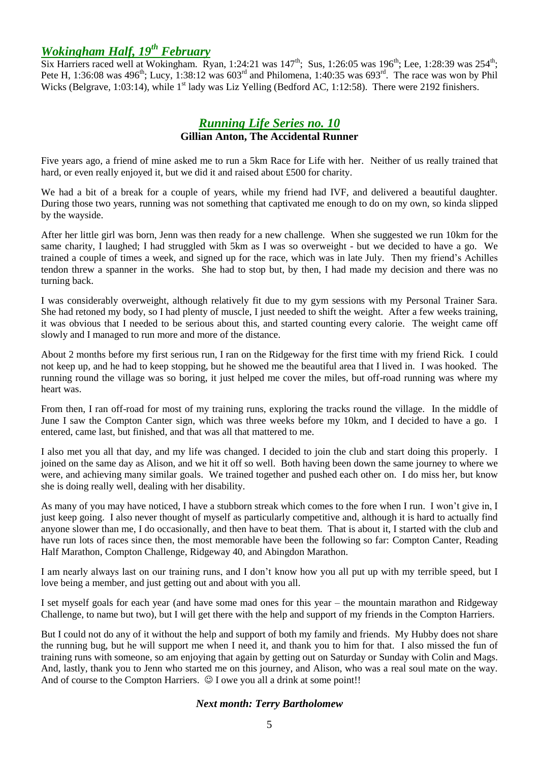## *Wokingham Half, 19th February*

Six Harriers raced well at Wokingham. Ryan, 1:24:21 was 147th; Sus, 1:26:05 was 196th; Lee, 1:28:39 was 254th; Pete H, 1:36:08 was 496th; Lucy, 1:38:12 was 603rd and Philomena, 1:40:35 was 693rd. The race was won by Phil Wicks (Belgrave, 1:03:14), while 1st lady was Liz Yelling (Bedford AC, 1:12:58). There were 2192 finishers.

## *Running Life Series no. 10*

**Gillian Anton, The Accidental Runner**

Five years ago, a friend of mine asked me to run a 5km Race for Life with her. Neither of us really trained that hard, or even really enjoyed it, but we did it and raised about £500 for charity.

We had a bit of a break for a couple of years, while my friend had IVF, and delivered a beautiful daughter. During those two years, running was not something that captivated me enough to do on my own, so kinda slipped by the wayside.

After her little girl was born, Jenn was then ready for a new challenge. When she suggested we run 10km for the same charity, I laughed; I had struggled with 5km as I was so overweight - but we decided to have a go. We trained a couple of times a week, and signed up for the race, which was in late July. Then my friend's Achilles tendon threw a spanner in the works. She had to stop but, by then, I had made my decision and there was no turning back.

I was considerably overweight, although relatively fit due to my gym sessions with my Personal Trainer Sara. She had retoned my body, so I had plenty of muscle, I just needed to shift the weight. After a few weeks training, it was obvious that I needed to be serious about this, and started counting every calorie. The weight came off slowly and I managed to run more and more of the distance.

About 2 months before my first serious run, I ran on the Ridgeway for the first time with my friend Rick. I could not keep up, and he had to keep stopping, but he showed me the beautiful area that I lived in. I was hooked. The running round the village was so boring, it just helped me cover the miles, but off-road running was where my heart was.

From then, I ran off-road for most of my training runs, exploring the tracks round the village. In the middle of June I saw the Compton Canter sign, which was three weeks before my 10km, and I decided to have a go. I entered, came last, but finished, and that was all that mattered to me.

I also met you all that day, and my life was changed. I decided to join the club and start doing this properly. I joined on the same day as Alison, and we hit it off so well. Both having been down the same journey to where we were, and achieving many similar goals. We trained together and pushed each other on. I do miss her, but know she is doing really well, dealing with her disability.

As many of you may have noticed, I have a stubborn streak which comes to the fore when I run. I won't give in, I just keep going. I also never thought of myself as particularly competitive and, although it is hard to actually find anyone slower than me, I do occasionally, and then have to beat them. That is about it, I started with the club and have run lots of races since then, the most memorable have been the following so far: Compton Canter, Reading Half Marathon, Compton Challenge, Ridgeway 40, and Abingdon Marathon.

I am nearly always last on our training runs, and I don't know how you all put up with my terrible speed, but I love being a member, and just getting out and about with you all.

I set myself goals for each year (and have some mad ones for this year – the mountain marathon and Ridgeway Challenge, to name but two), but I will get there with the help and support of my friends in the Compton Harriers.

But I could not do any of it without the help and support of both my family and friends. My Hubby does not share the running bug, but he will support me when I need it, and thank you to him for that. I also missed the fun of training runs with someone, so am enjoying that again by getting out on Saturday or Sunday with Colin and Mags. And, lastly, thank you to Jenn who started me on this journey, and Alison, who was a real soul mate on the way. And of course to the Compton Harriers. ☺ I owe you all a drink at some point!!

***Next month: Terry Bartholomew***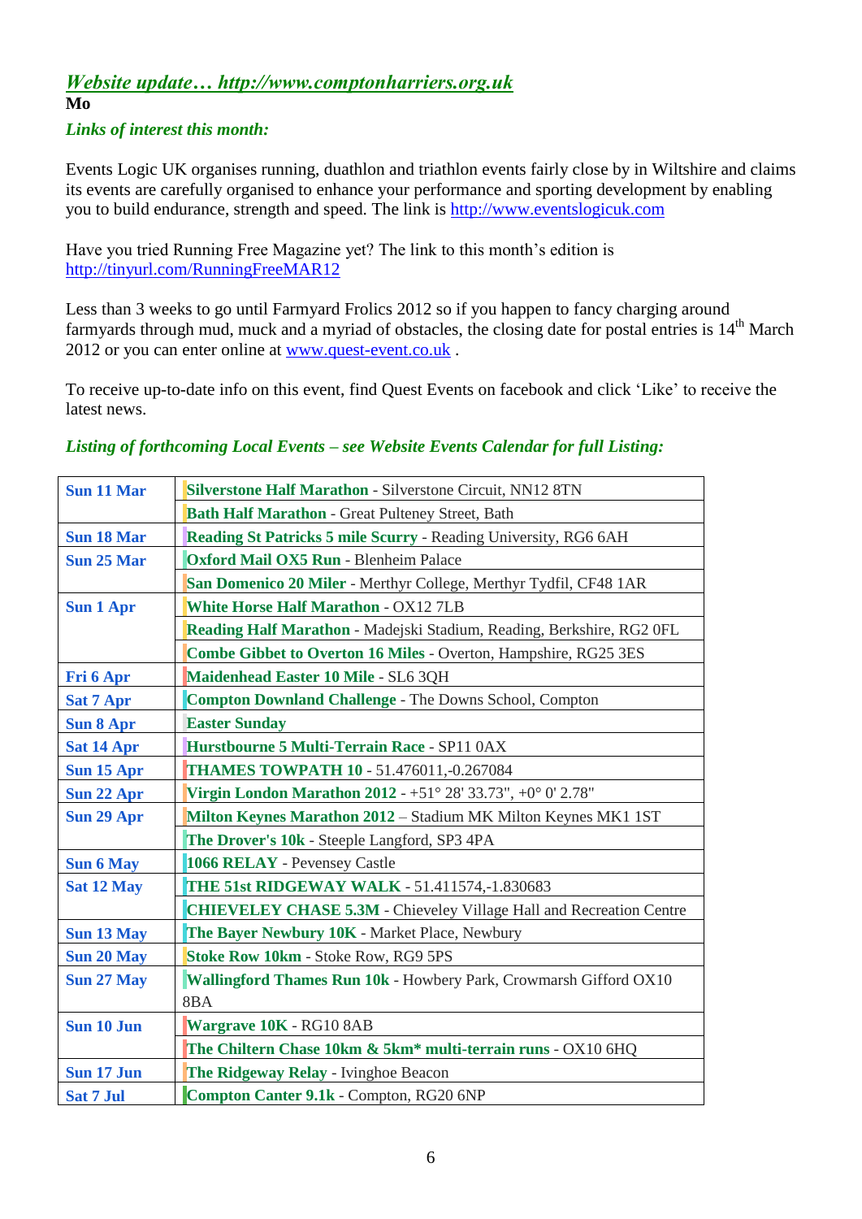*Website update… http://www.comptonharriers.org.uk*

**Mo**

***Links of interest this month:***

Events Logic UK organises running, duathlon and triathlon events fairly close by in Wiltshire and claims its events are carefully organised to enhance your performance and sporting development by enabling you to build endurance, strength and speed. The link is http://www.eventslogicuk.com

Have you tried Running Free Magazine yet? The link to this month's edition is http://tinyurl.com/RunningFreeMAR12

Less than 3 weeks to go until Farmyard Frolics 2012 so if you happen to fancy charging around farmyards through mud, muck and a myriad of obstacles, the closing date for postal entries is 14th March 2012 or you can enter online at www.quest-event.co.uk .

To receive up-to-date info on this event, find Quest Events on facebook and click 'Like' to receive the latest news.

***Listing of forthcoming Local Events – see Website Events Calendar for full Listing:***

| | |
|---|---|
| **Sun 11 Mar** | **Silverstone Half Marathon** - Silverstone Circuit, NN12 8TN |
| | **Bath Half Marathon** - Great Pulteney Street, Bath |
| **Sun 18 Mar** | **Reading St Patricks 5 mile Scurry** - Reading University, RG6 6AH |
| **Sun 25 Mar** | **Oxford Mail OX5 Run** - Blenheim Palace |
| | **San Domenico 20 Miler** - Merthyr College, Merthyr Tydfil, CF48 1AR |
| **Sun 1 Apr** | **White Horse Half Marathon** - OX12 7LB |
| | **Reading Half Marathon** - Madejski Stadium, Reading, Berkshire, RG2 0FL |
| | **Combe Gibbet to Overton 16 Miles** - Overton, Hampshire, RG25 3ES |
| **Fri 6 Apr** | **Maidenhead Easter 10 Mile** - SL6 3QH |
| **Sat 7 Apr** | **Compton Downland Challenge** - The Downs School, Compton |
| **Sun 8 Apr** | **Easter Sunday** |
| **Sat 14 Apr** | **Hurstbourne 5 Multi-Terrain Race** - SP11 0AX |
| **Sun 15 Apr** | **THAMES TOWPATH 10** - 51.476011,-0.267084 |
| **Sun 22 Apr** | **Virgin London Marathon 2012** - +51° 28' 33.73", +0° 0' 2.78" |
| **Sun 29 Apr** | **Milton Keynes Marathon 2012** – Stadium MK Milton Keynes MK1 1ST |
| | **The Drover's 10k** - Steeple Langford, SP3 4PA |
| **Sun 6 May** | **1066 RELAY** - Pevensey Castle |
| **Sat 12 May** | **THE 51st RIDGEWAY WALK** - 51.411574,-1.830683 |
| | **CHIEVELEY CHASE 5.3M** - Chieveley Village Hall and Recreation Centre |
| **Sun 13 May** | **The Bayer Newbury 10K** - Market Place, Newbury |
| **Sun 20 May** | **Stoke Row 10km** - Stoke Row, RG9 5PS |
| **Sun 27 May** | **Wallingford Thames Run 10k** - Howbery Park, Crowmarsh Gifford OX10 8BA |
| **Sun 10 Jun** | **Wargrave 10K** - RG10 8AB |
| | **The Chiltern Chase 10km & 5km* multi-terrain runs** - OX10 6HQ |
| **Sun 17 Jun** | **The Ridgeway Relay** - Ivinghoe Beacon |
| **Sat 7 Jul** | **Compton Canter 9.1k** - Compton, RG20 6NP |